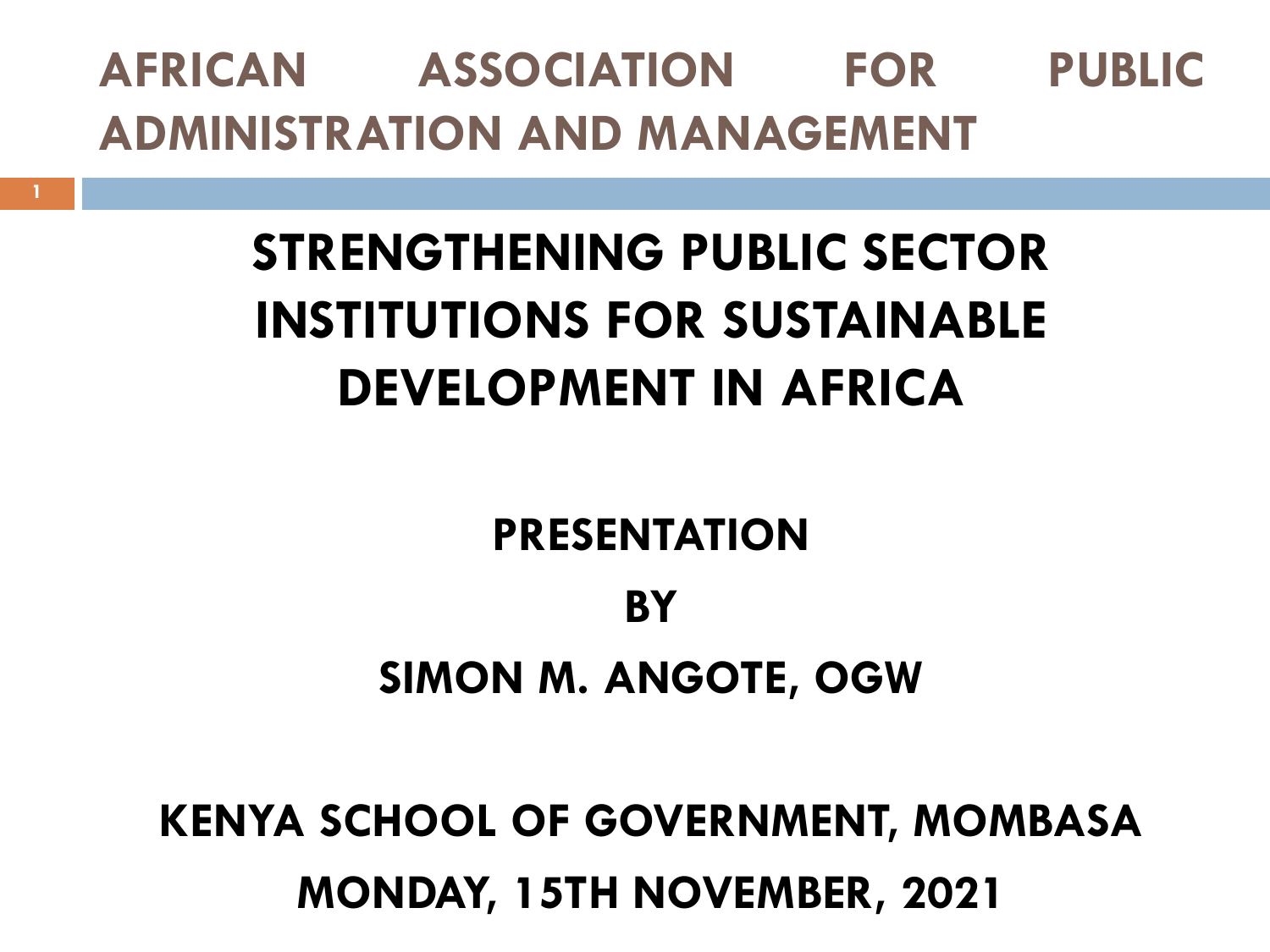# AFRICAN ASSOCIATION FOR PUBLIC ADMINISTRATION AND MANAGEMENT

## STRENGTHENING PUBLIC SECTOR INSTITUTIONS FOR SUSTAINABLE DEVELOPMENT IN AFRICA

**PRESENTATION**

**BY**

**SIMON M. ANGOTE, OGW**

**KENYA SCHOOL OF GOVERNMENT, MOMBASA**

**MONDAY, 15TH NOVEMBER, 2021**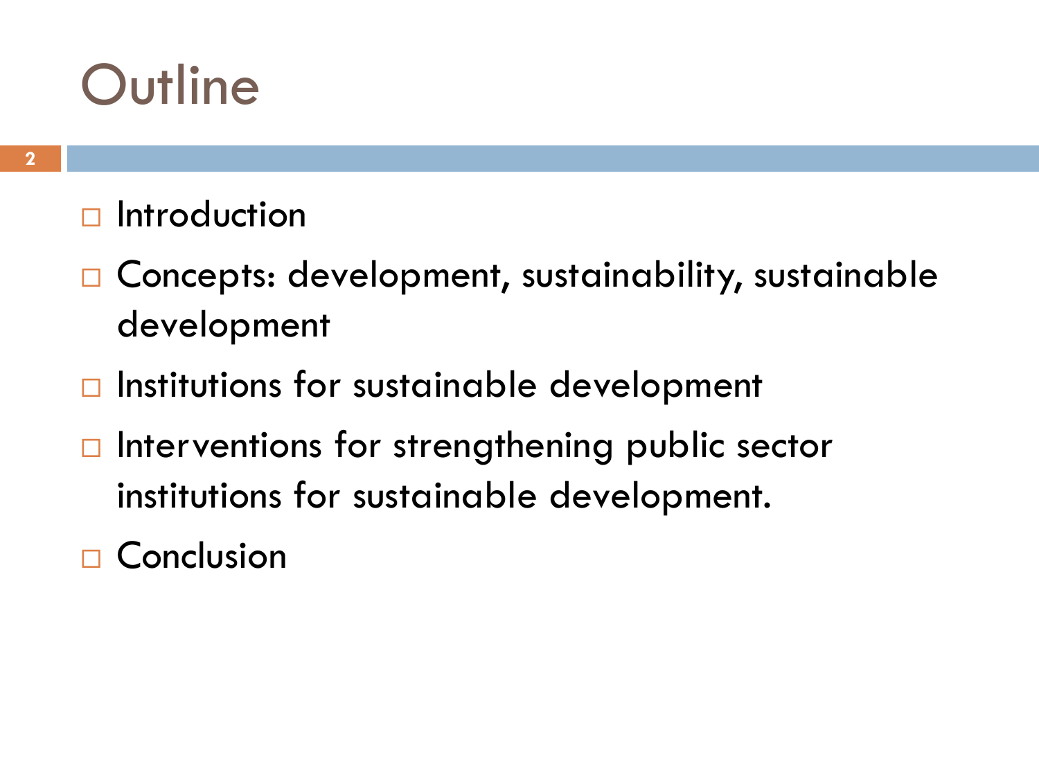# Outline

- Introduction
- Concepts: development, sustainability, sustainable development
- Institutions for sustainable development
- Interventions for strengthening public sector institutions for sustainable development.
- Conclusion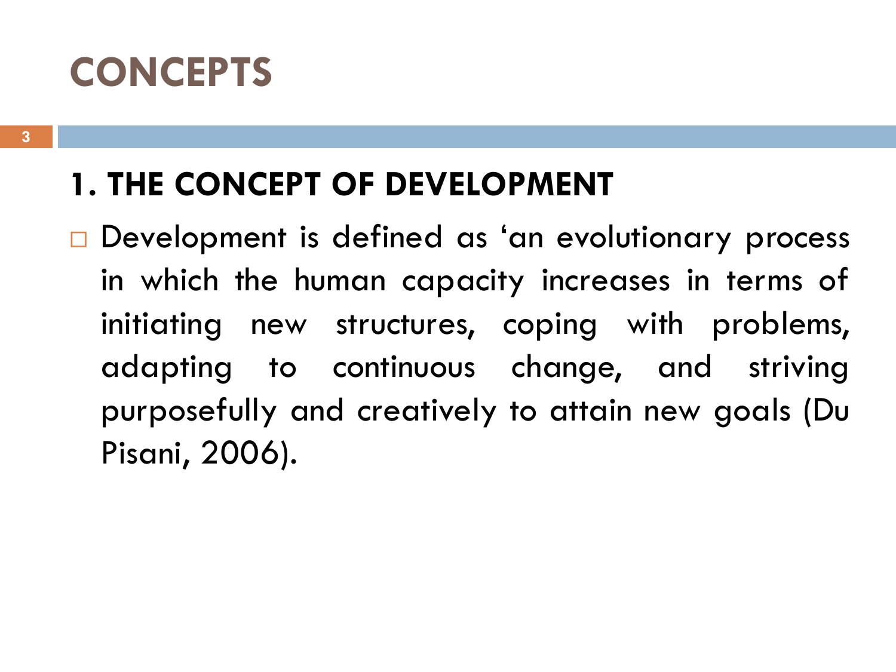# CONCEPTS

## 1. THE CONCEPT OF DEVELOPMENT

- Development is defined as ‘an evolutionary process in which the human capacity increases in terms of initiating new structures, coping with problems, adapting to continuous change, and striving purposefully and creatively to attain new goals (Du Pisani, 2006).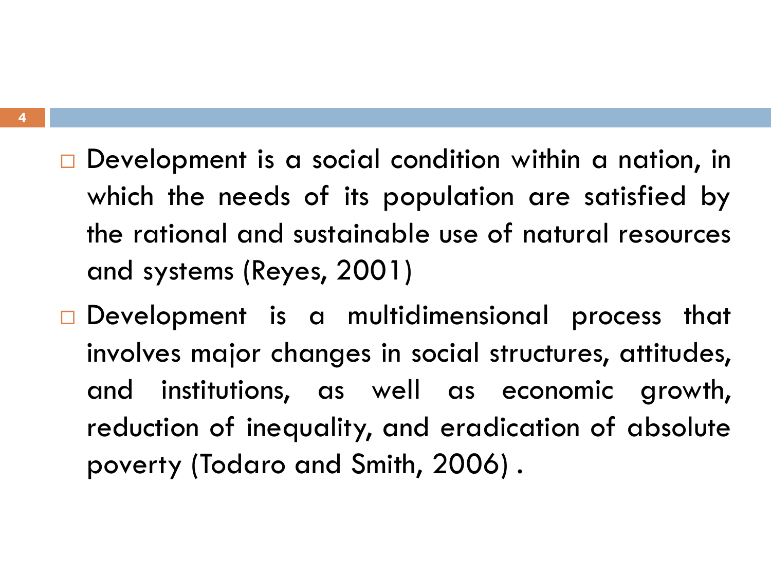- Development is a social condition within a nation, in which the needs of its population are satisfied by the rational and sustainable use of natural resources and systems (Reyes, 2001)
- Development is a multidimensional process that involves major changes in social structures, attitudes, and institutions, as well as economic growth, reduction of inequality, and eradication of absolute poverty (Todaro and Smith, 2006) .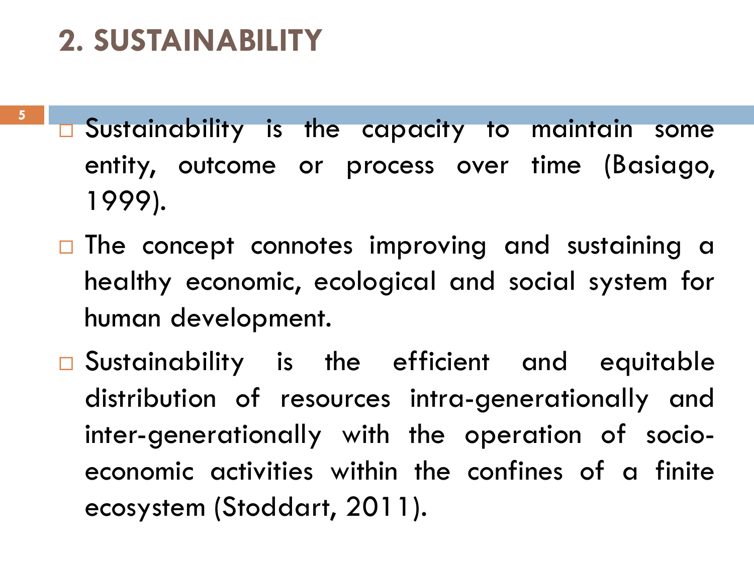## 2. SUSTAINABILITY

- Sustainability is the capacity to maintain some entity, outcome or process over time (Basiago, 1999).
- The concept connotes improving and sustaining a healthy economic, ecological and social system for human development.
- Sustainability is the efficient and equitable distribution of resources intra-generationally and inter-generationally with the operation of socio-economic activities within the confines of a finite ecosystem (Stoddart, 2011).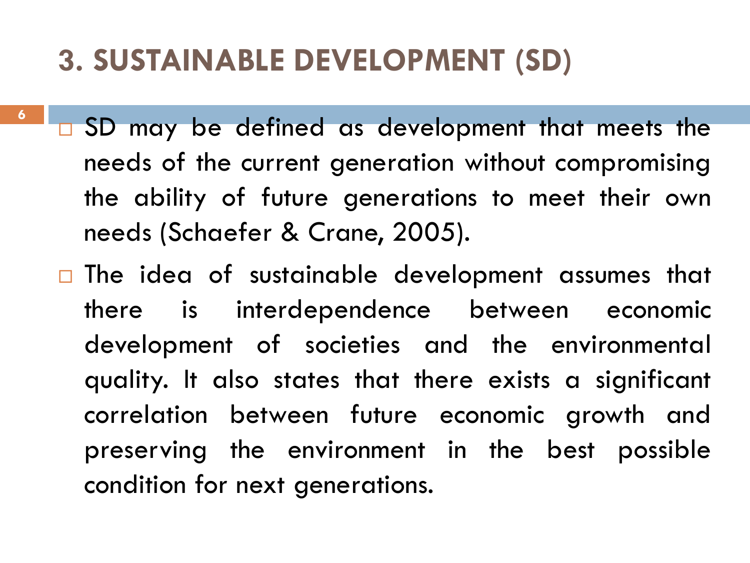# 3. SUSTAINABLE DEVELOPMENT (SD)

- SD may be defined as development that meets the needs of the current generation without compromising the ability of future generations to meet their own needs (Schaefer & Crane, 2005).
- The idea of sustainable development assumes that there is interdependence between economic development of societies and the environmental quality. It also states that there exists a significant correlation between future economic growth and preserving the environment in the best possible condition for next generations.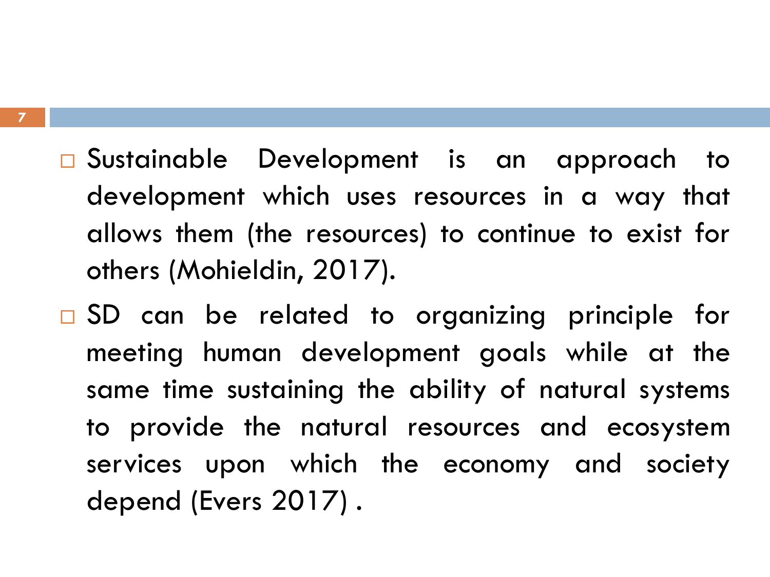- Sustainable Development is an approach to development which uses resources in a way that allows them (the resources) to continue to exist for others (Mohieldin, 2017).
- SD can be related to organizing principle for meeting human development goals while at the same time sustaining the ability of natural systems to provide the natural resources and ecosystem services upon which the economy and society depend (Evers 2017) .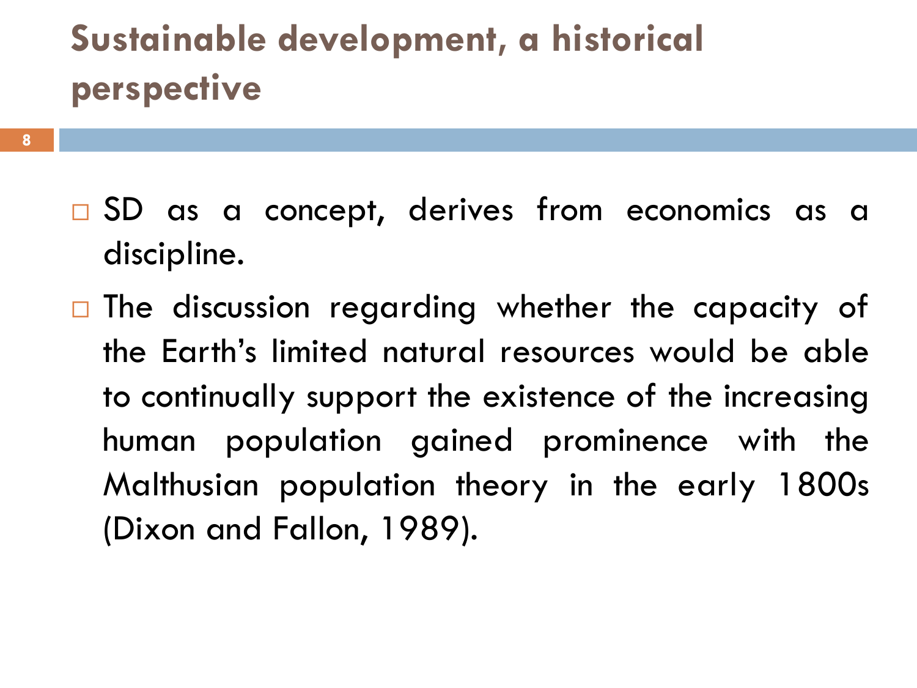# Sustainable development, a historical perspective

- SD as a concept, derives from economics as a discipline.
- The discussion regarding whether the capacity of the Earth's limited natural resources would be able to continually support the existence of the increasing human population gained prominence with the Malthusian population theory in the early 1800s (Dixon and Fallon, 1989).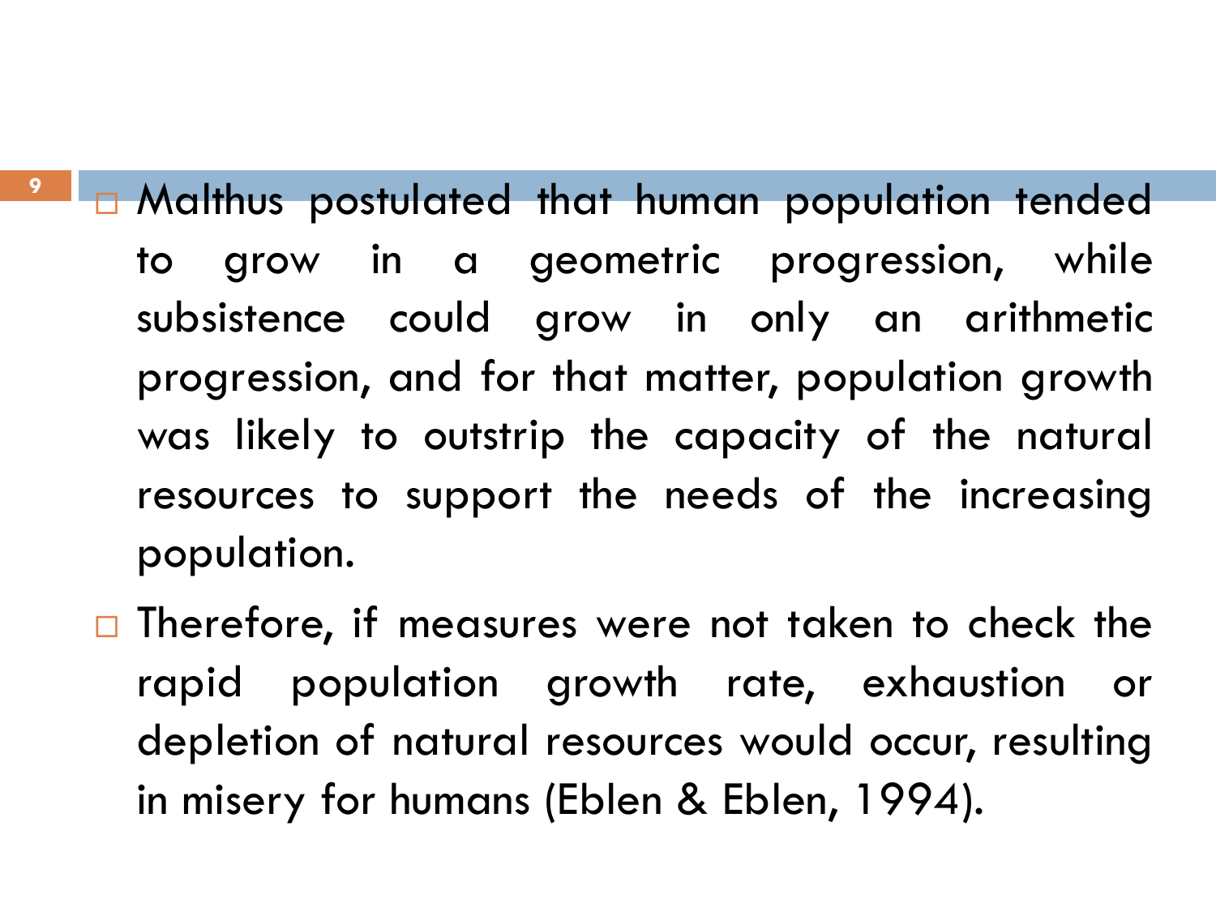- Malthus postulated that human population tended to grow in a geometric progression, while subsistence could grow in only an arithmetic progression, and for that matter, population growth was likely to outstrip the capacity of the natural resources to support the needs of the increasing population.
- Therefore, if measures were not taken to check the rapid population growth rate, exhaustion or depletion of natural resources would occur, resulting in misery for humans (Eblen & Eblen, 1994).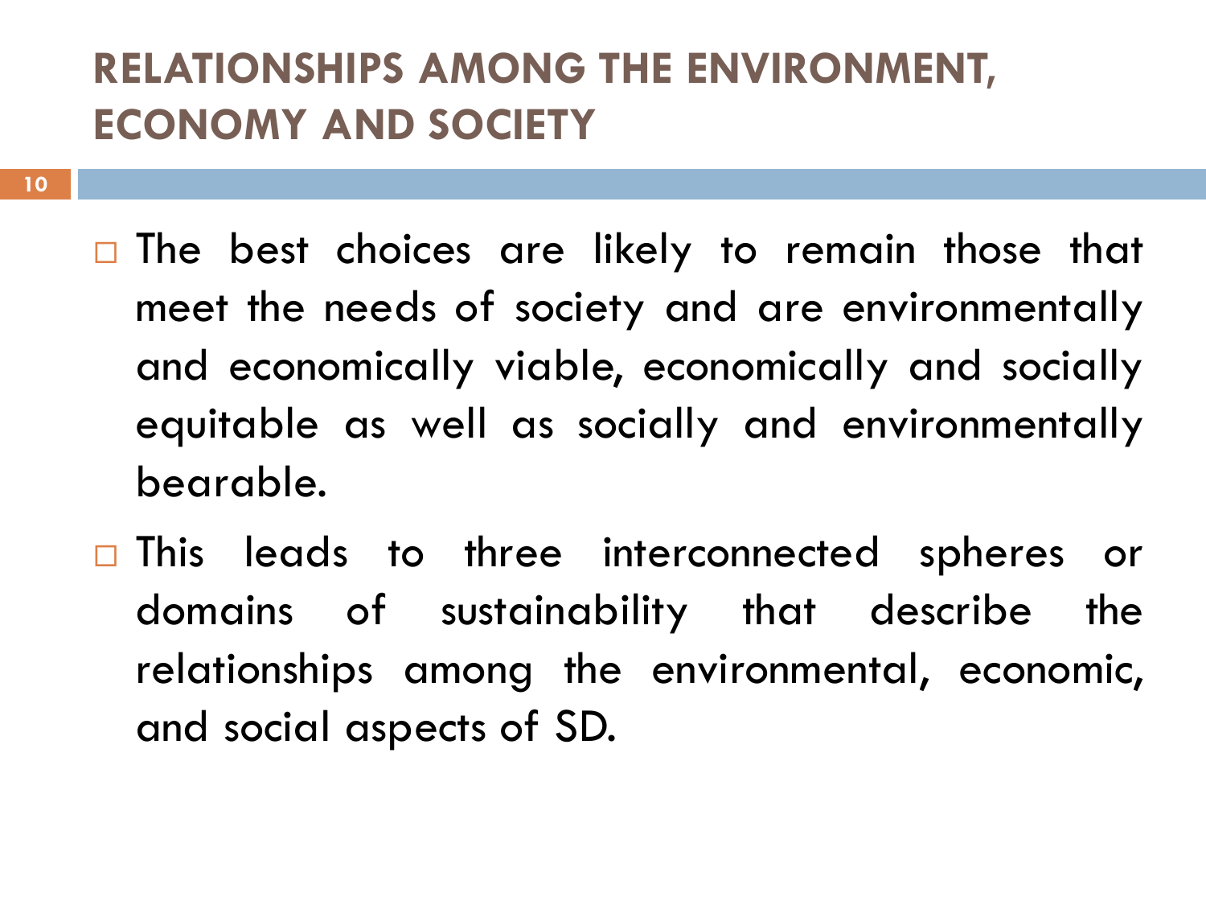# RELATIONSHIPS AMONG THE ENVIRONMENT, ECONOMY AND SOCIETY

- The best choices are likely to remain those that meet the needs of society and are environmentally and economically viable, economically and socially equitable as well as socially and environmentally bearable.
- This leads to three interconnected spheres or domains of sustainability that describe the relationships among the environmental, economic, and social aspects of SD.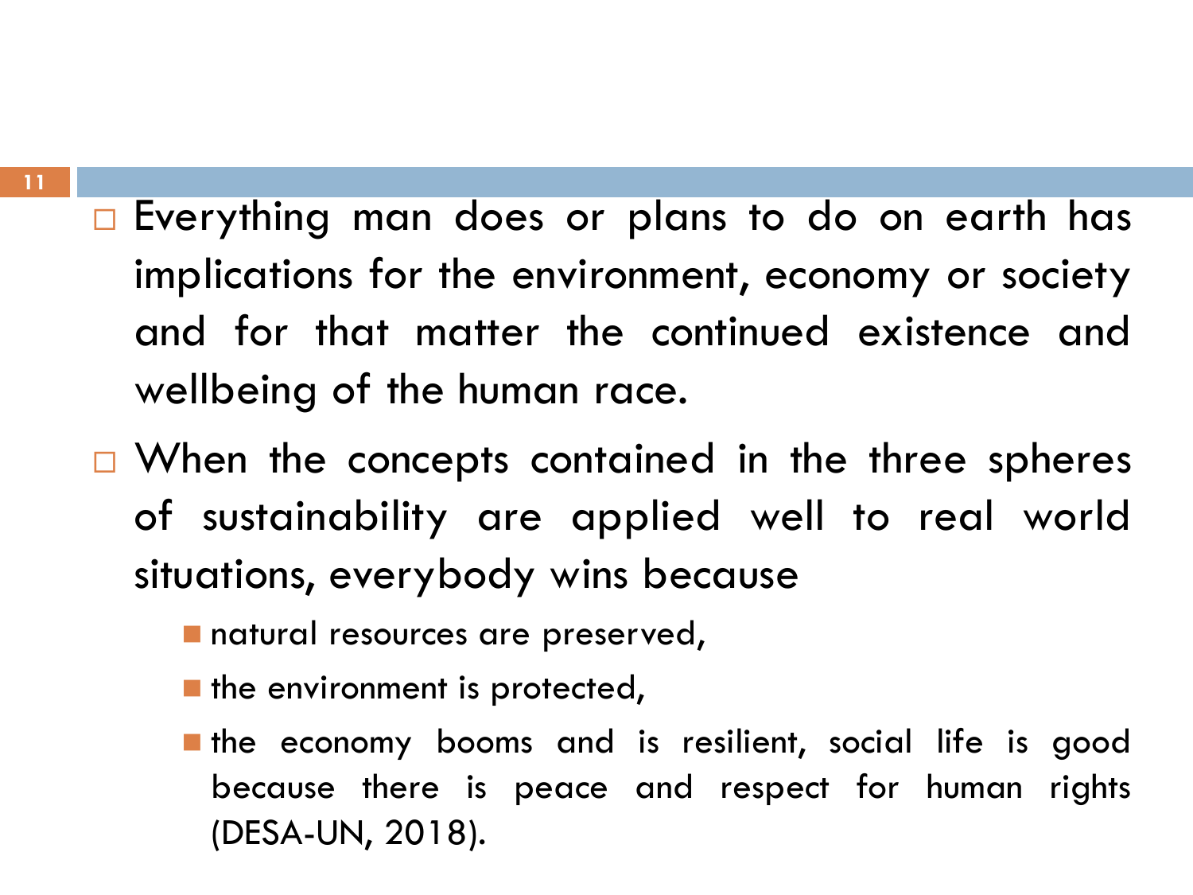- Everything man does or plans to do on earth has implications for the environment, economy or society and for that matter the continued existence and wellbeing of the human race.
- When the concepts contained in the three spheres of sustainability are applied well to real world situations, everybody wins because
  - natural resources are preserved,
  - the environment is protected,
  - the economy booms and is resilient, social life is good because there is peace and respect for human rights (DESA-UN, 2018).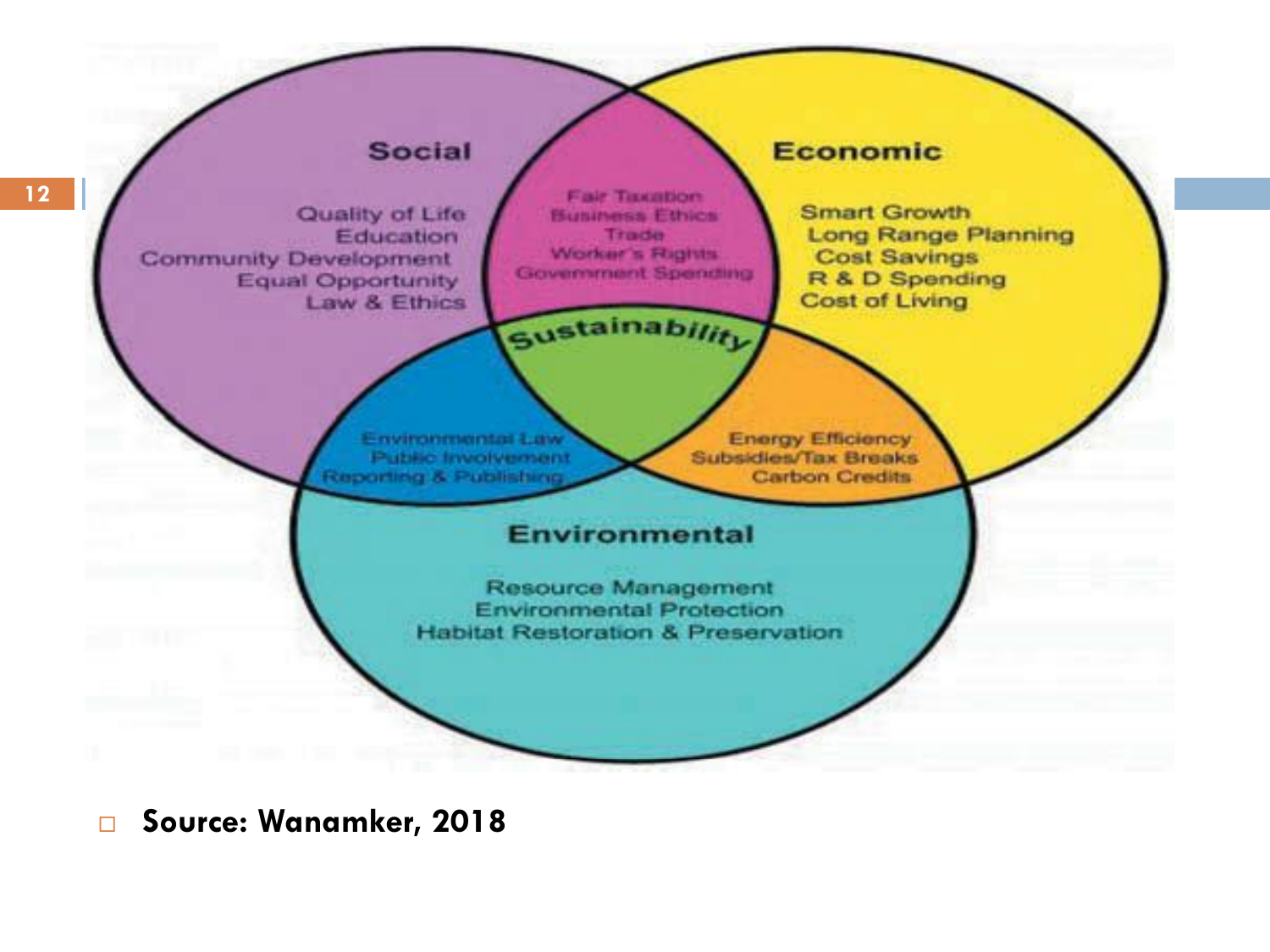## Social

Quality of Life
Education
Community Development
Equal Opportunity
Law & Ethics

## Economic

Smart Growth
Long Range Planning
Cost Savings
R & D Spending
Cost of Living

## Social ∩ Economic

Fair Taxation
Business Ethics
Trade
Worker's Rights
Government Spending

## Sustainability

## Social ∩ Environmental

Environmental Law
Public Involvement
Reporting & Publishing

## Economic ∩ Environmental

Energy Efficiency
Subsidies/Tax Breaks
Carbon Credits

## Environmental

Resource Management
Environmental Protection
Habitat Restoration & Preservation

- **Source: Wanamker, 2018**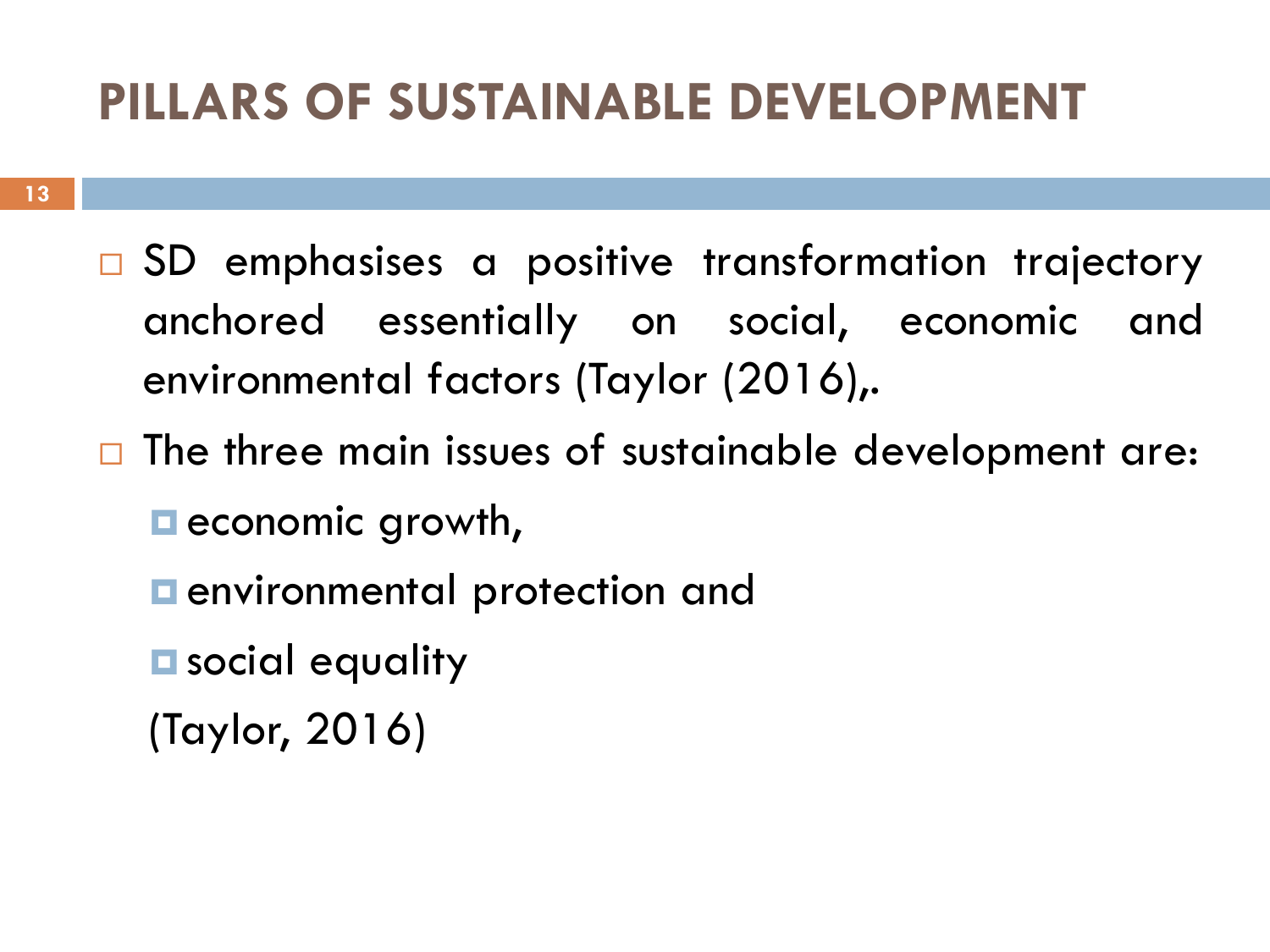# PILLARS OF SUSTAINABLE DEVELOPMENT

- SD emphasises a positive transformation trajectory anchored essentially on social, economic and environmental factors (Taylor (2016),.
- The three main issues of sustainable development are:
  - economic growth,
  - environmental protection and
  - social equality

  (Taylor, 2016)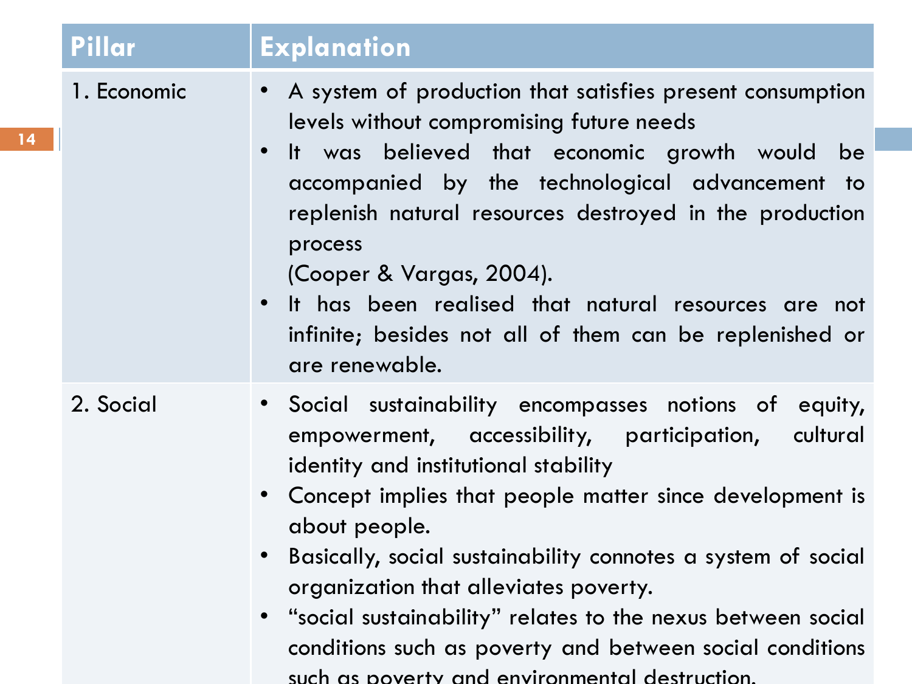| Pillar | Explanation |
|---|---|
| 1. Economic | • A system of production that satisfies present consumption levels without compromising future needs<br>• It was believed that economic growth would be accompanied by the technological advancement to replenish natural resources destroyed in the production process<br>(Cooper & Vargas, 2004).<br>• It has been realised that natural resources are not infinite; besides not all of them can be replenished or are renewable. |
| 2. Social | • Social sustainability encompasses notions of equity, empowerment, accessibility, participation, cultural identity and institutional stability<br>• Concept implies that people matter since development is about people.<br>• Basically, social sustainability connotes a system of social organization that alleviates poverty.<br>• "social sustainability" relates to the nexus between social conditions such as poverty and between social conditions such as poverty and environmental destruction. |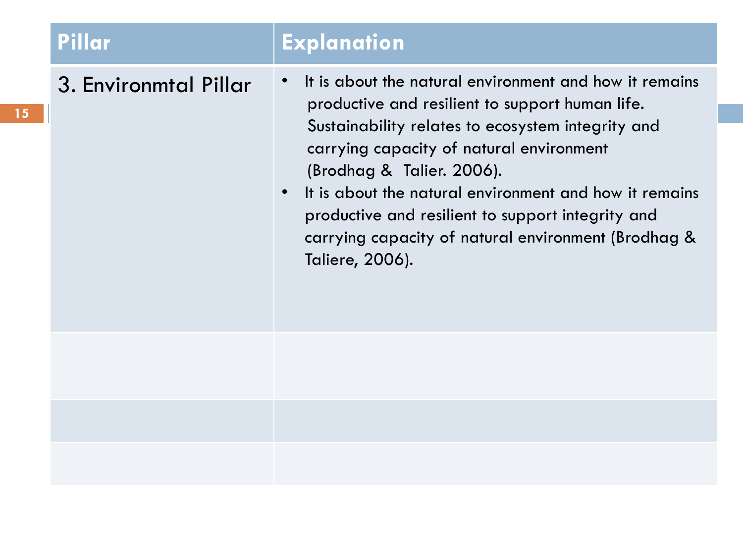| Pillar | Explanation |
| --- | --- |
| 3. Environmtal Pillar | • It is about the natural environment and how it remains productive and resilient to support human life. Sustainability relates to ecosystem integrity and carrying capacity of natural environment (Brodhag & Talier. 2006).<br>• It is about the natural environment and how it remains productive and resilient to support integrity and carrying capacity of natural environment (Brodhag & Taliere, 2006). |
| | |
| | |
| | |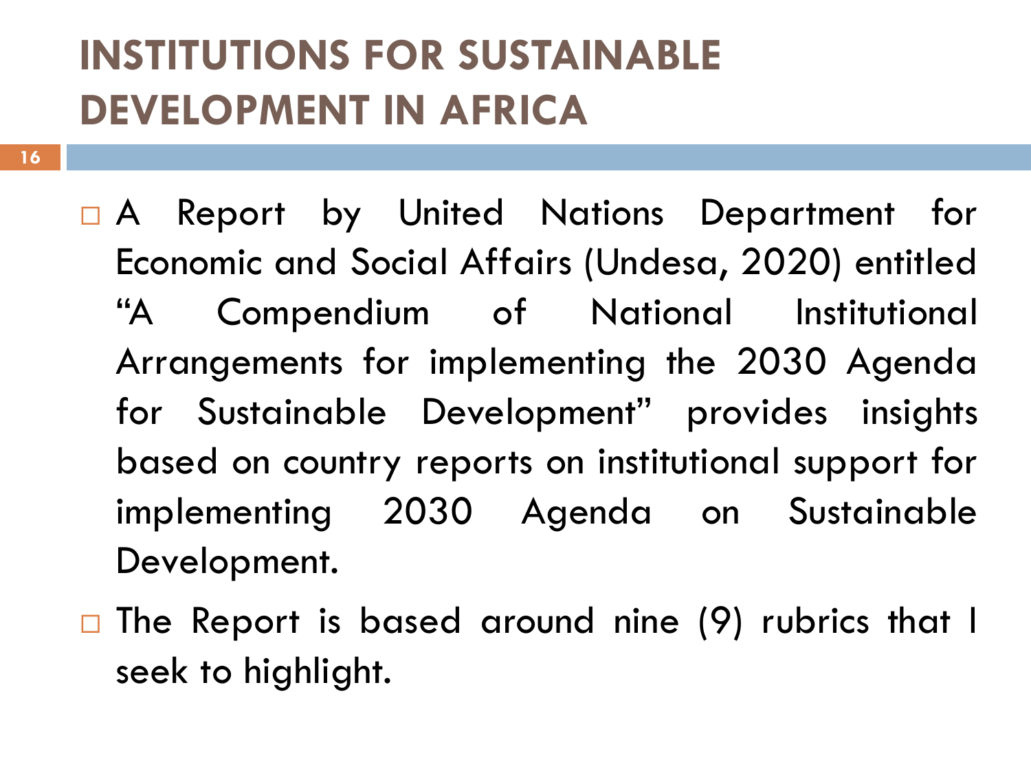# INSTITUTIONS FOR SUSTAINABLE DEVELOPMENT IN AFRICA

- A Report by United Nations Department for Economic and Social Affairs (Undesa, 2020) entitled "A Compendium of National Institutional Arrangements for implementing the 2030 Agenda for Sustainable Development" provides insights based on country reports on institutional support for implementing 2030 Agenda on Sustainable Development.
- The Report is based around nine (9) rubrics that I seek to highlight.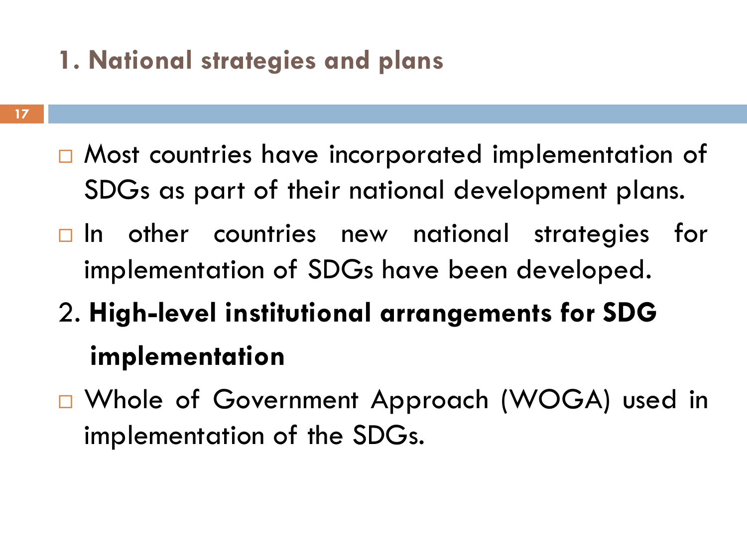## 1. National strategies and plans

- Most countries have incorporated implementation of SDGs as part of their national development plans.
- In other countries new national strategies for implementation of SDGs have been developed.

## 2. High-level institutional arrangements for SDG implementation

- Whole of Government Approach (WOGA) used in implementation of the SDGs.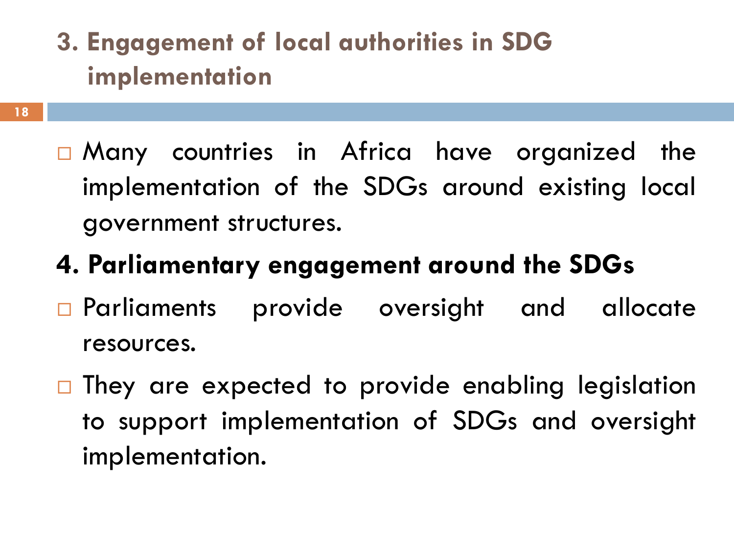## 3. Engagement of local authorities in SDG implementation

- Many countries in Africa have organized the implementation of the SDGs around existing local government structures.

## 4. Parliamentary engagement around the SDGs

- Parliaments provide oversight and allocate resources.
- They are expected to provide enabling legislation to support implementation of SDGs and oversight implementation.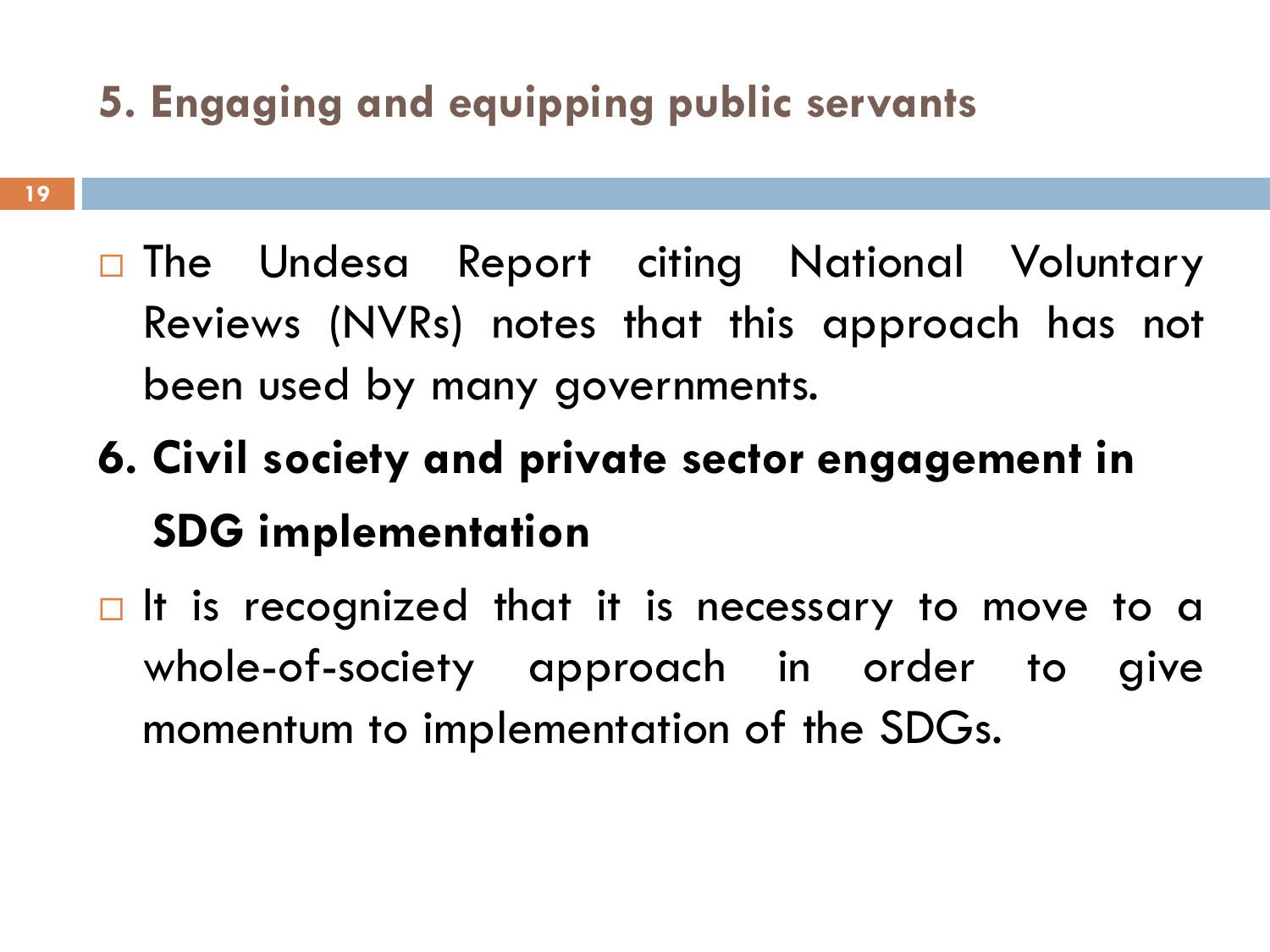## 5. Engaging and equipping public servants

- The Undesa Report citing National Voluntary Reviews (NVRs) notes that this approach has not been used by many governments.

## 6. Civil society and private sector engagement in SDG implementation

- It is recognized that it is necessary to move to a whole-of-society approach in order to give momentum to implementation of the SDGs.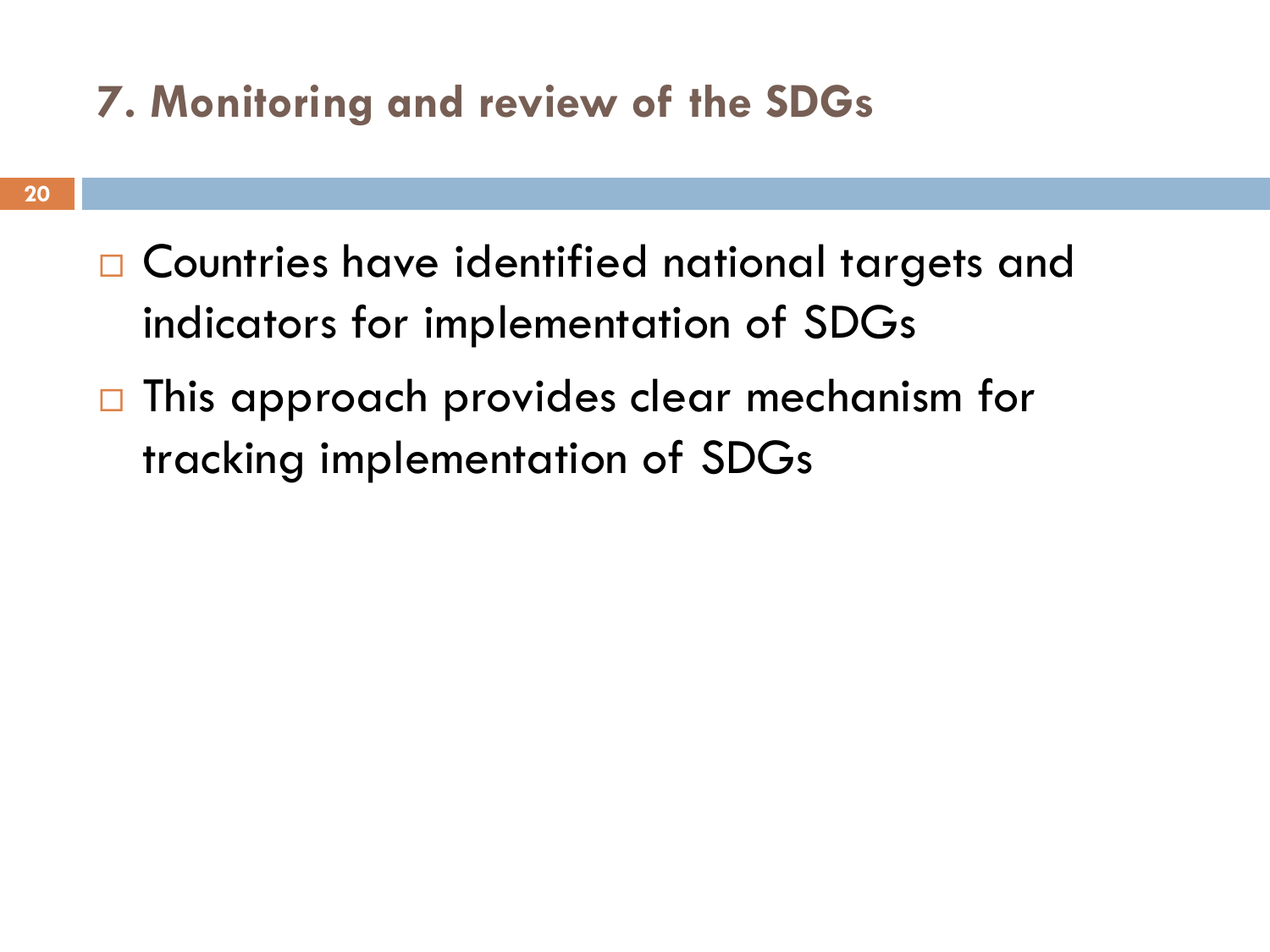## 7. Monitoring and review of the SDGs

- Countries have identified national targets and indicators for implementation of SDGs
- This approach provides clear mechanism for tracking implementation of SDGs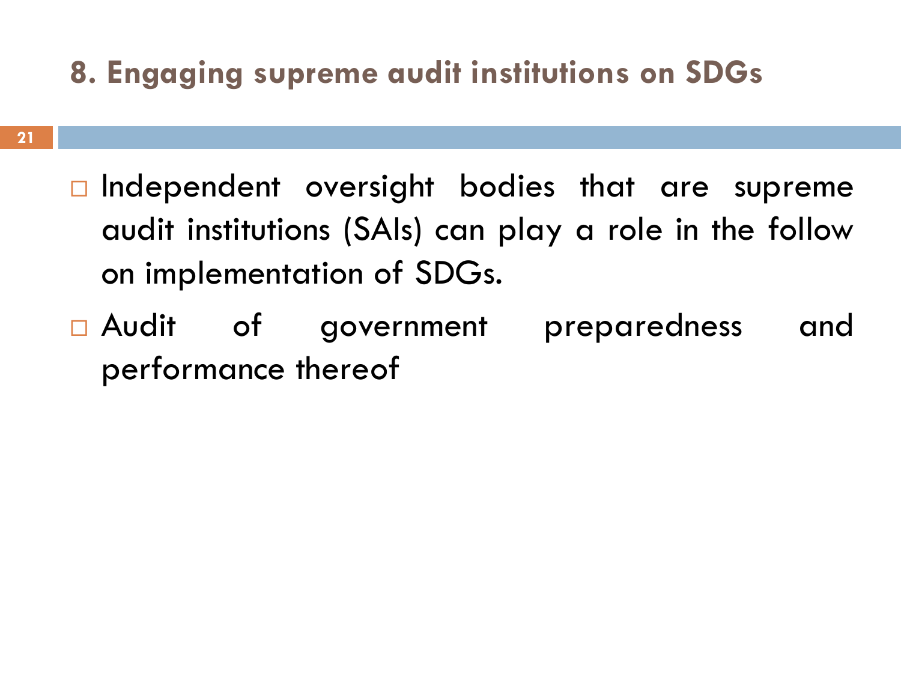## 8. Engaging supreme audit institutions on SDGs

- Independent oversight bodies that are supreme audit institutions (SAIs) can play a role in the follow on implementation of SDGs.
- Audit of government preparedness and performance thereof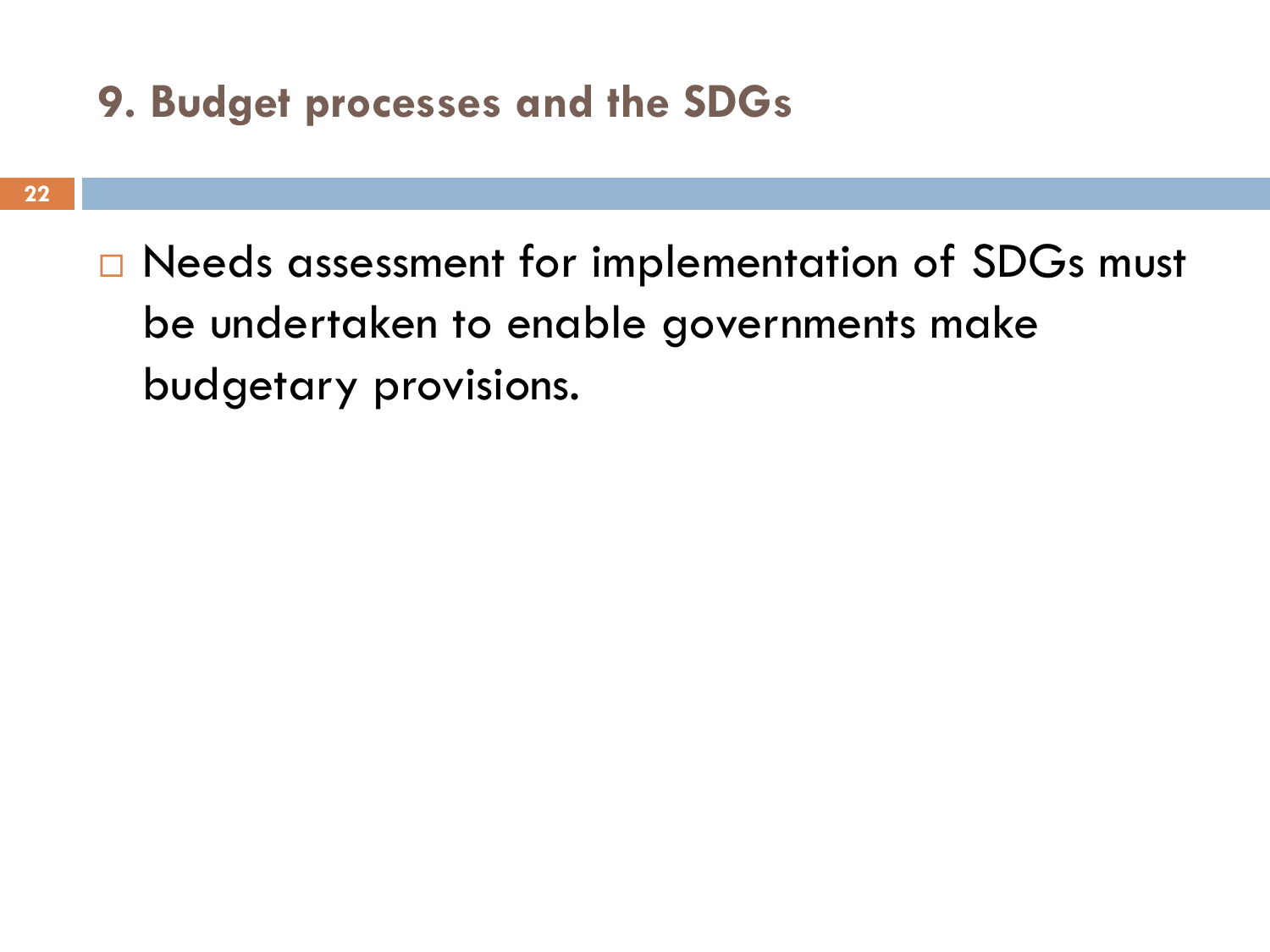## 9. Budget processes and the SDGs

- Needs assessment for implementation of SDGs must be undertaken to enable governments make budgetary provisions.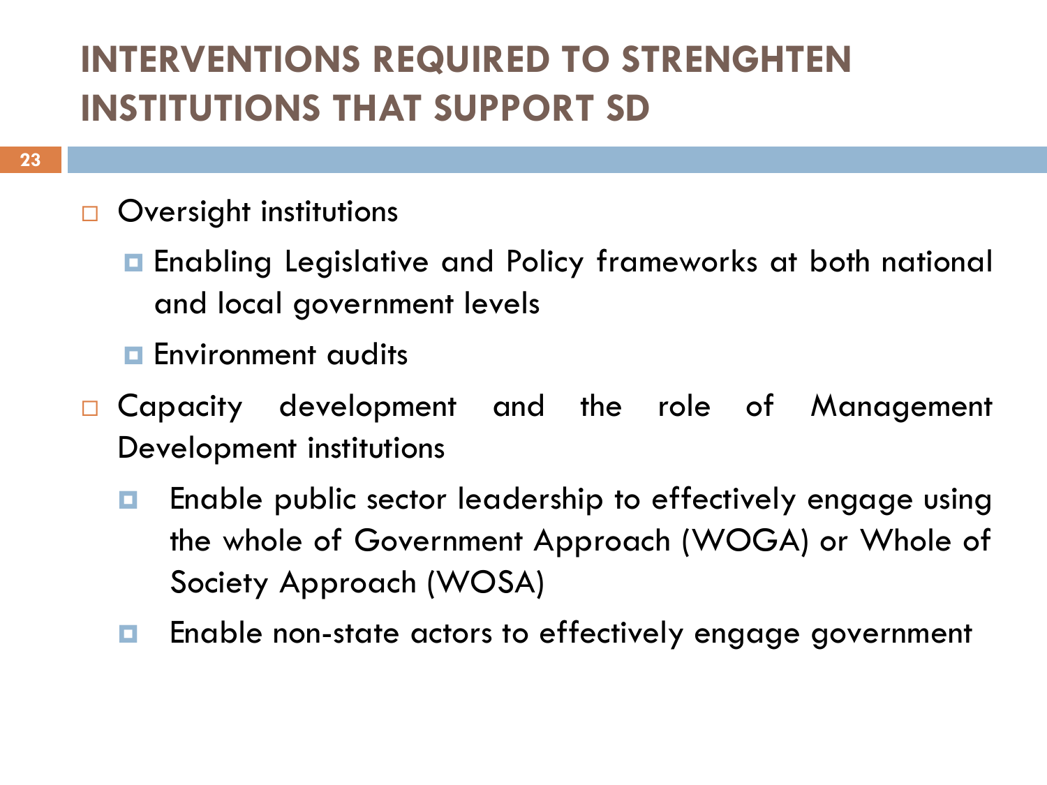# INTERVENTIONS REQUIRED TO STRENGHTEN INSTITUTIONS THAT SUPPORT SD

- Oversight institutions
  - Enabling Legislative and Policy frameworks at both national and local government levels
  - Environment audits
- Capacity development and the role of Management Development institutions
  - Enable public sector leadership to effectively engage using the whole of Government Approach (WOGA) or Whole of Society Approach (WOSA)
  - Enable non-state actors to effectively engage government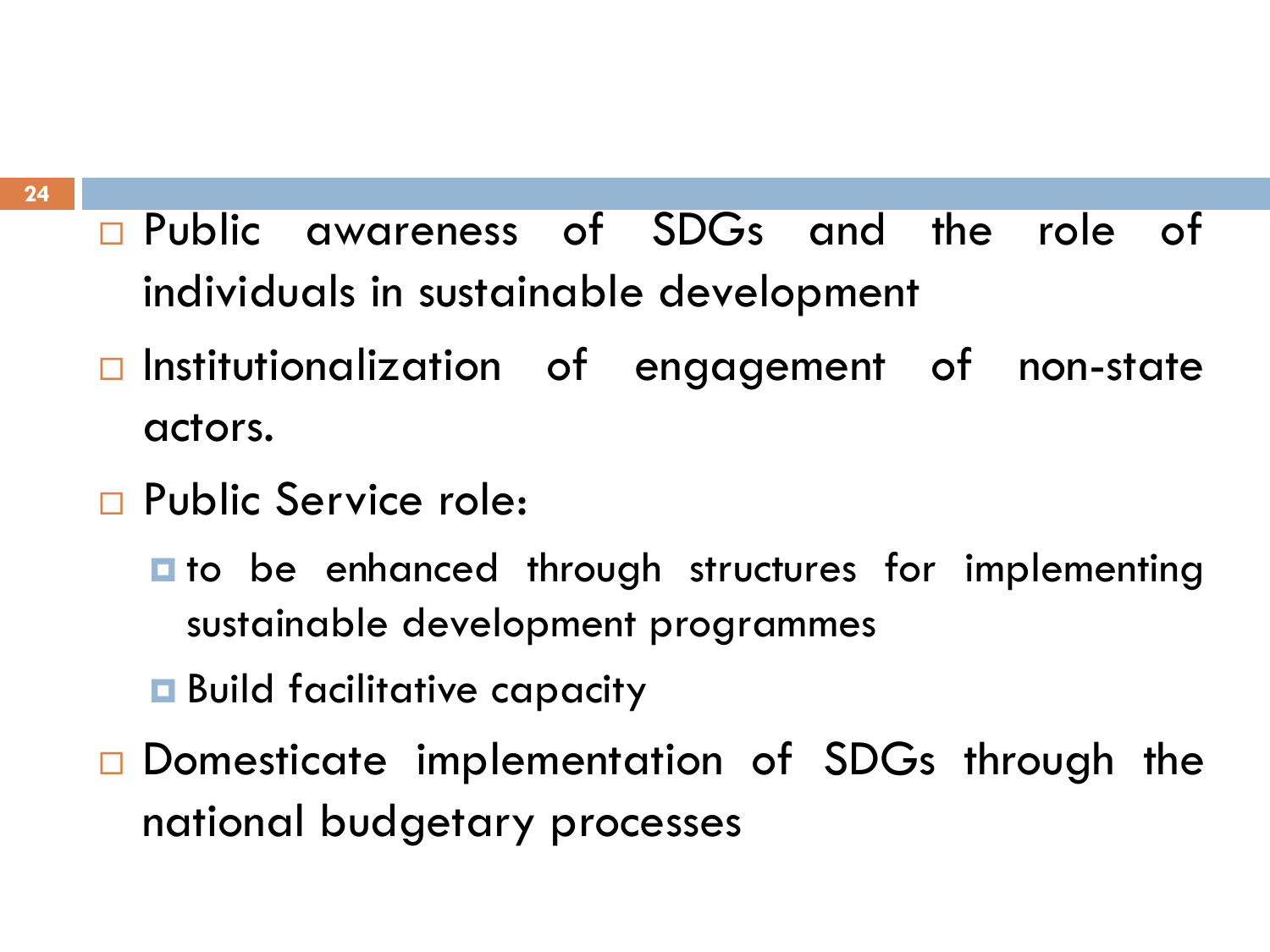- Public awareness of SDGs and the role of individuals in sustainable development
- Institutionalization of engagement of non-state actors.
- Public Service role:
  - to be enhanced through structures for implementing sustainable development programmes
  - Build facilitative capacity
- Domesticate implementation of SDGs through the national budgetary processes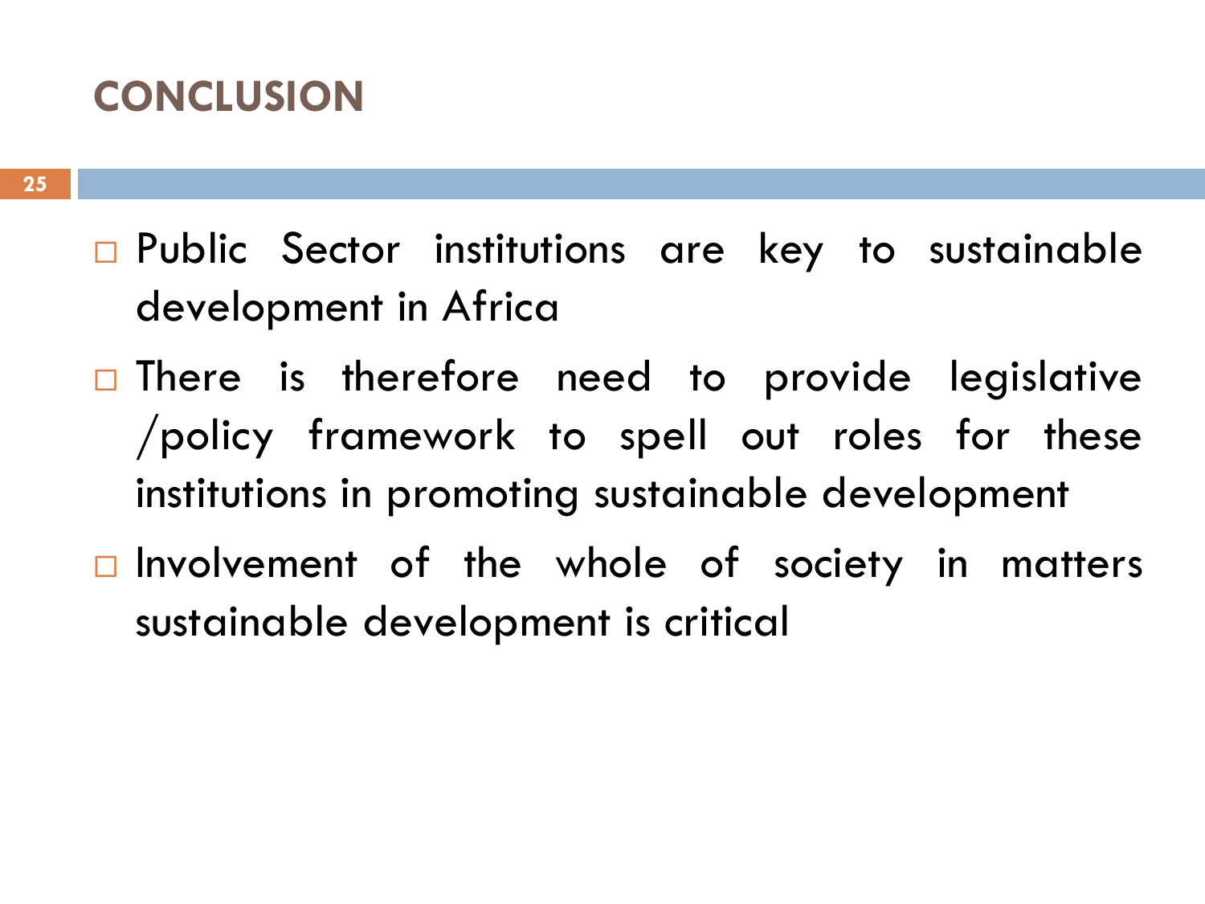## CONCLUSION

- Public Sector institutions are key to sustainable development in Africa
- There is therefore need to provide legislative /policy framework to spell out roles for these institutions in promoting sustainable development
- Involvement of the whole of society in matters sustainable development is critical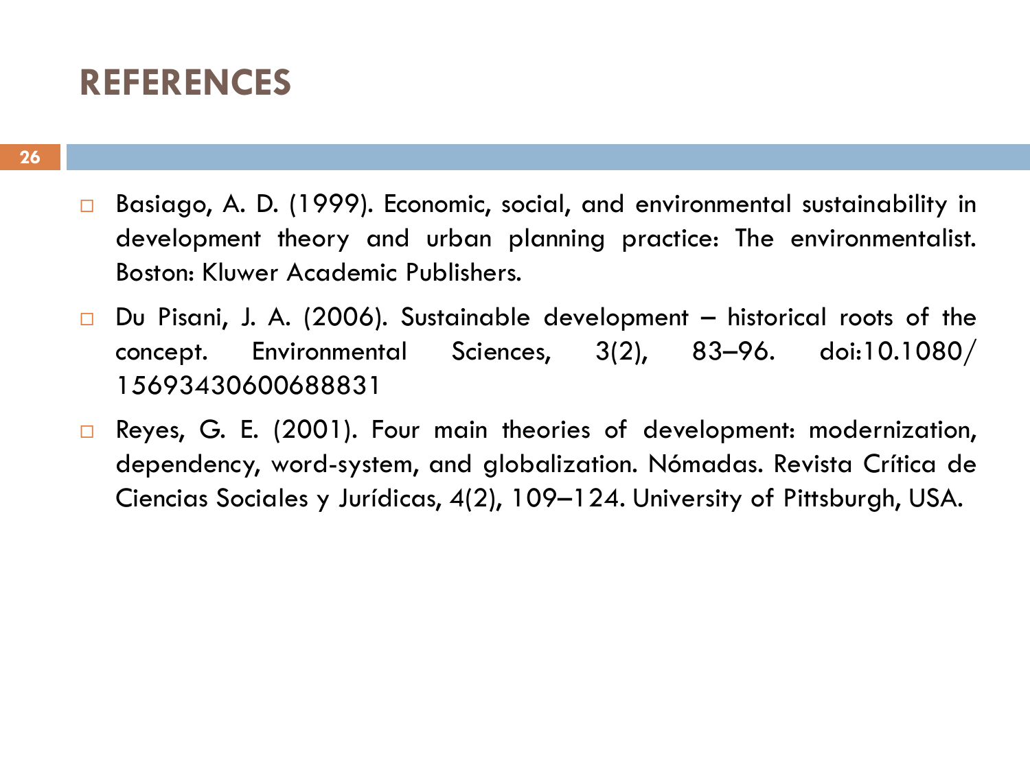# REFERENCES

- Basiago, A. D. (1999). Economic, social, and environmental sustainability in development theory and urban planning practice: The environmentalist. Boston: Kluwer Academic Publishers.
- Du Pisani, J. A. (2006). Sustainable development – historical roots of the concept. Environmental Sciences, 3(2), 83–96. doi:10.1080/15693430600688831
- Reyes, G. E. (2001). Four main theories of development: modernization, dependency, word-system, and globalization. Nómadas. Revista Crítica de Ciencias Sociales y Jurídicas, 4(2), 109–124. University of Pittsburgh, USA.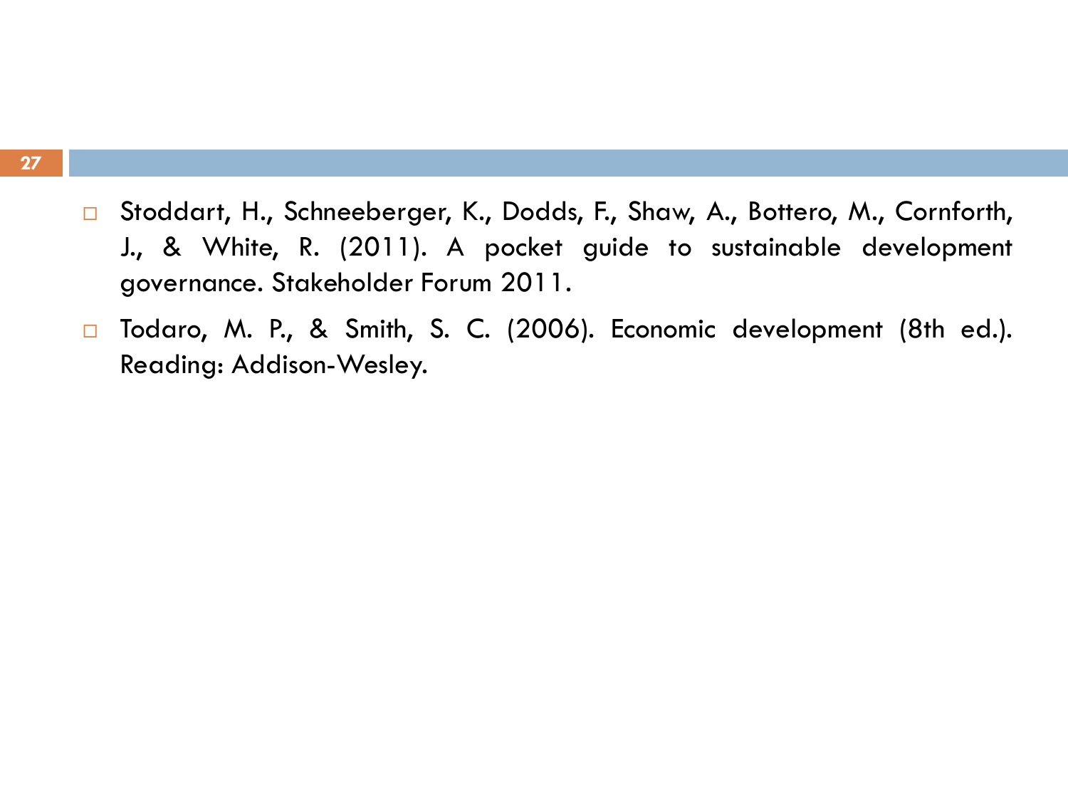- Stoddart, H., Schneeberger, K., Dodds, F., Shaw, A., Bottero, M., Cornforth, J., & White, R. (2011). A pocket guide to sustainable development governance. Stakeholder Forum 2011.
- Todaro, M. P., & Smith, S. C. (2006). Economic development (8th ed.). Reading: Addison-Wesley.